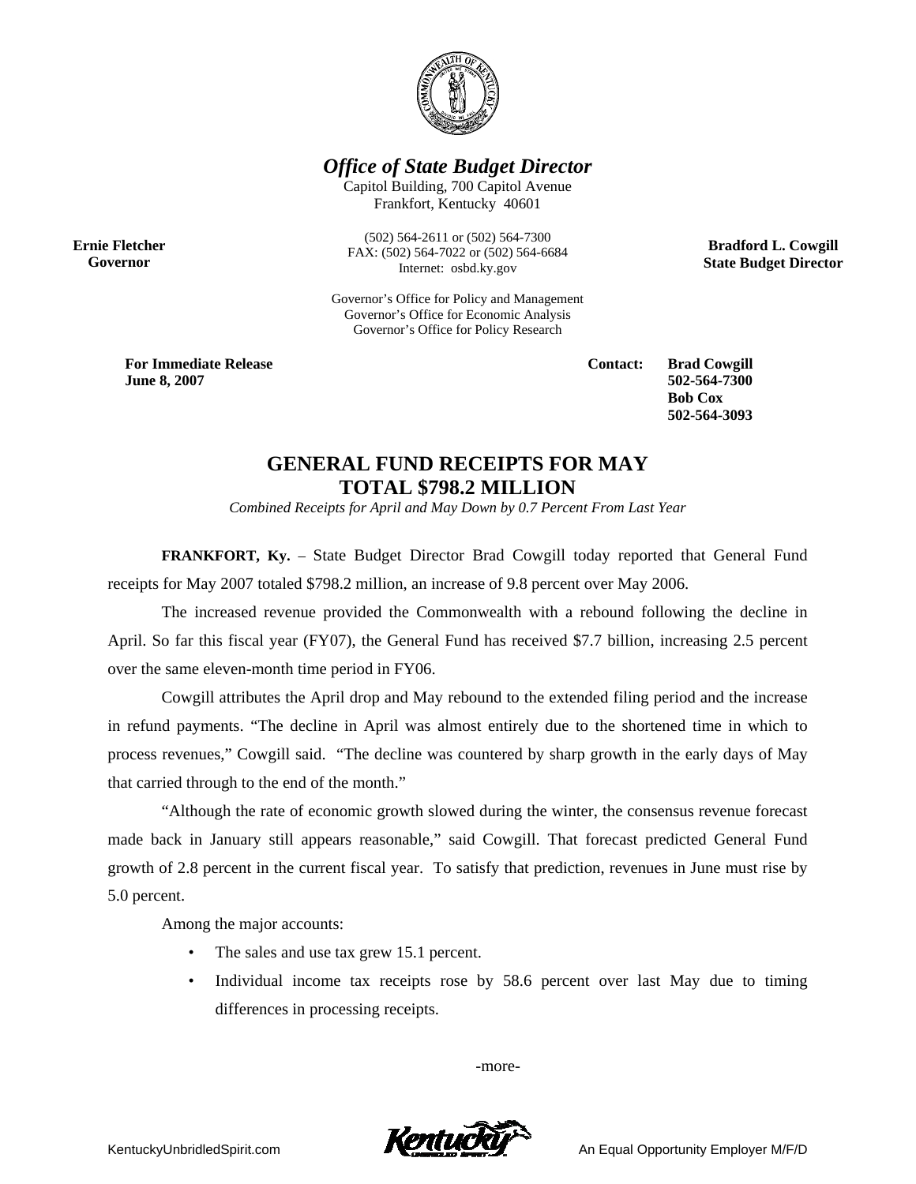*Office of State Budget Director*

Capitol Building, 700 Capitol Avenue
Frankfort, Kentucky 40601

(502) 564-2611 or (502) 564-7300
FAX: (502) 564-7022 or (502) 564-6684
Internet: osbd.ky.gov

**Ernie Fletcher**
**Governor**

**Bradford L. Cowgill**
**State Budget Director**

Governor's Office for Policy and Management
Governor's Office for Economic Analysis
Governor's Office for Policy Research

**For Immediate Release**
**June 8, 2007**

**Contact: Brad Cowgill**
**502-564-7300**
**Bob Cox**
**502-564-3093**

# GENERAL FUND RECEIPTS FOR MAY TOTAL $798.2 MILLION

*Combined Receipts for April and May Down by 0.7 Percent From Last Year*

**FRANKFORT, Ky.** – State Budget Director Brad Cowgill today reported that General Fund receipts for May 2007 totaled $798.2 million, an increase of 9.8 percent over May 2006.

The increased revenue provided the Commonwealth with a rebound following the decline in April. So far this fiscal year (FY07), the General Fund has received $7.7 billion, increasing 2.5 percent over the same eleven-month time period in FY06.

Cowgill attributes the April drop and May rebound to the extended filing period and the increase in refund payments. "The decline in April was almost entirely due to the shortened time in which to process revenues," Cowgill said. "The decline was countered by sharp growth in the early days of May that carried through to the end of the month."

"Although the rate of economic growth slowed during the winter, the consensus revenue forecast made back in January still appears reasonable," said Cowgill. That forecast predicted General Fund growth of 2.8 percent in the current fiscal year. To satisfy that prediction, revenues in June must rise by 5.0 percent.

Among the major accounts:

- The sales and use tax grew 15.1 percent.
- Individual income tax receipts rose by 58.6 percent over last May due to timing differences in processing receipts.

-more-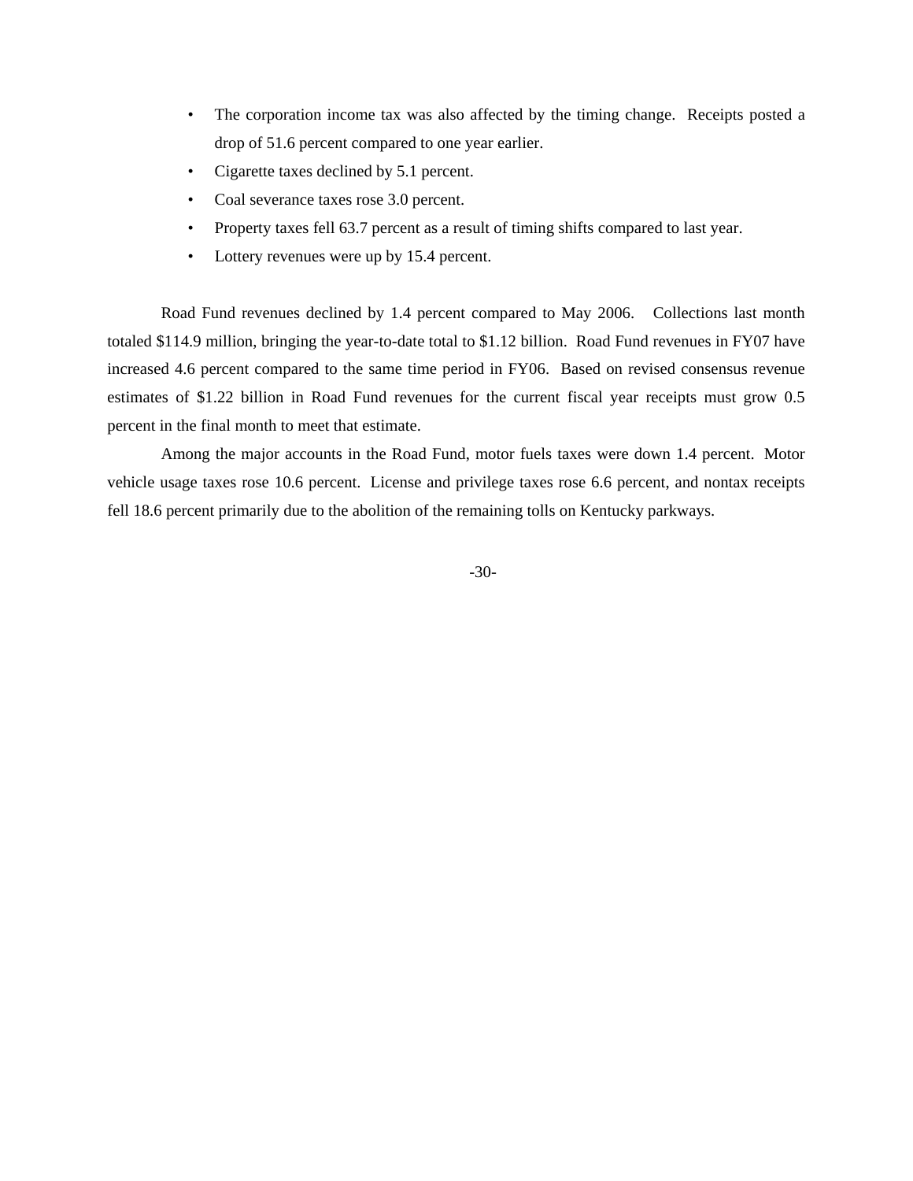- The corporation income tax was also affected by the timing change. Receipts posted a drop of 51.6 percent compared to one year earlier.
- Cigarette taxes declined by 5.1 percent.
- Coal severance taxes rose 3.0 percent.
- Property taxes fell 63.7 percent as a result of timing shifts compared to last year.
- Lottery revenues were up by 15.4 percent.

Road Fund revenues declined by 1.4 percent compared to May 2006. Collections last month totaled $114.9 million, bringing the year-to-date total to $1.12 billion. Road Fund revenues in FY07 have increased 4.6 percent compared to the same time period in FY06. Based on revised consensus revenue estimates of $1.22 billion in Road Fund revenues for the current fiscal year receipts must grow 0.5 percent in the final month to meet that estimate.

Among the major accounts in the Road Fund, motor fuels taxes were down 1.4 percent. Motor vehicle usage taxes rose 10.6 percent. License and privilege taxes rose 6.6 percent, and nontax receipts fell 18.6 percent primarily due to the abolition of the remaining tolls on Kentucky parkways.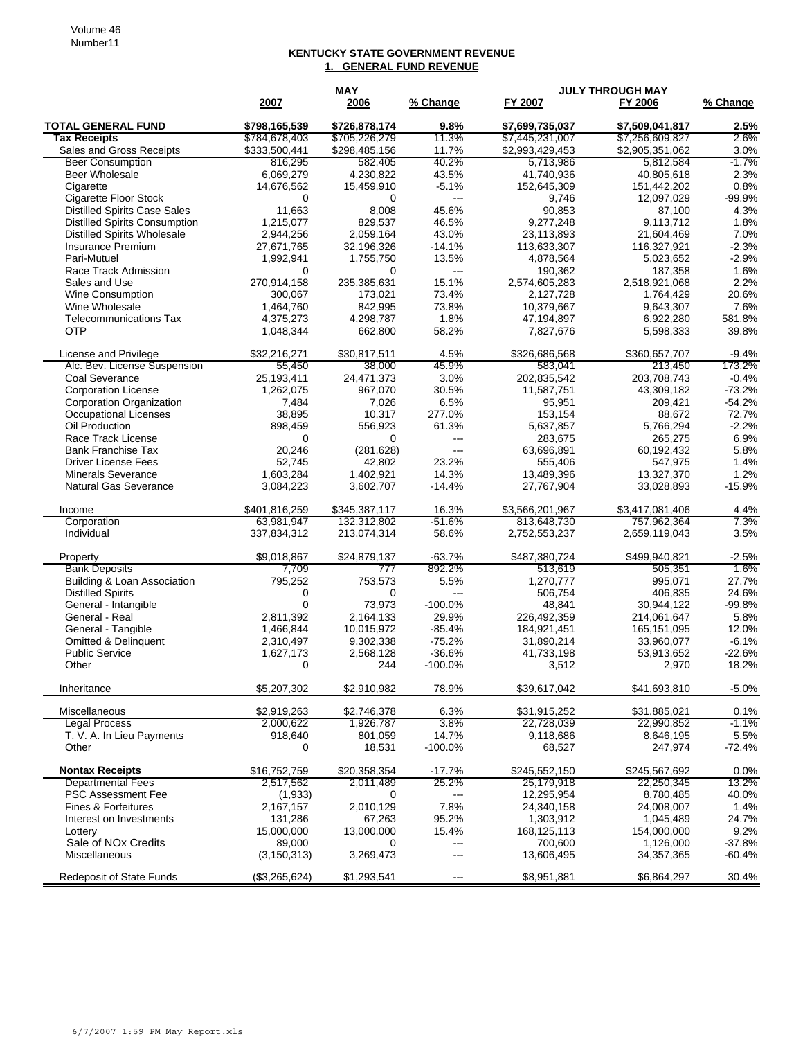Volume 46
Number11

## KENTUCKY STATE GOVERNMENT REVENUE

### 1. GENERAL FUND REVENUE

| | MAY | | | JULY THROUGH MAY | | |
|---|---|---|---|---|---|---|
| | 2007 | 2006 | % Change | FY 2007 | FY 2006 | % Change |
| **TOTAL GENERAL FUND** | **$798,165,539** | **$726,878,174** | **9.8%** | **$7,699,735,037** | **$7,509,041,817** | **2.5%** |
| **Tax Receipts** | $784,678,403 | $705,226,279 | 11.3% | $7,445,231,007 | $7,256,609,827 | 2.6% |
| Sales and Gross Receipts | $333,500,441 | $298,485,156 | 11.7% | $2,993,429,453 | $2,905,351,062 | 3.0% |
| Beer Consumption | 816,295 | 582,405 | 40.2% | 5,713,986 | 5,812,584 | -1.7% |
| Beer Wholesale | 6,069,279 | 4,230,822 | 43.5% | 41,740,936 | 40,805,618 | 2.3% |
| Cigarette | 14,676,562 | 15,459,910 | -5.1% | 152,645,309 | 151,442,202 | 0.8% |
| Cigarette Floor Stock | 0 | 0 | --- | 9,746 | 12,097,029 | -99.9% |
| Distilled Spirits Case Sales | 11,663 | 8,008 | 45.6% | 90,853 | 87,100 | 4.3% |
| Distilled Spirits Consumption | 1,215,077 | 829,537 | 46.5% | 9,277,248 | 9,113,712 | 1.8% |
| Distilled Spirits Wholesale | 2,944,256 | 2,059,164 | 43.0% | 23,113,893 | 21,604,469 | 7.0% |
| Insurance Premium | 27,671,765 | 32,196,326 | -14.1% | 113,633,307 | 116,327,921 | -2.3% |
| Pari-Mutuel | 1,992,941 | 1,755,750 | 13.5% | 4,878,564 | 5,023,652 | -2.9% |
| Race Track Admission | 0 | 0 | --- | 190,362 | 187,358 | 1.6% |
| Sales and Use | 270,914,158 | 235,385,631 | 15.1% | 2,574,605,283 | 2,518,921,068 | 2.2% |
| Wine Consumption | 300,067 | 173,021 | 73.4% | 2,127,728 | 1,764,429 | 20.6% |
| Wine Wholesale | 1,464,760 | 842,995 | 73.8% | 10,379,667 | 9,643,307 | 7.6% |
| Telecommunications Tax | 4,375,273 | 4,298,787 | 1.8% | 47,194,897 | 6,922,280 | 581.8% |
| OTP | 1,048,344 | 662,800 | 58.2% | 7,827,676 | 5,598,333 | 39.8% |
| License and Privilege | $32,216,271 | $30,817,511 | 4.5% | $326,686,568 | $360,657,707 | -9.4% |
| Alc. Bev. License Suspension | 55,450 | 38,000 | 45.9% | 583,041 | 213,450 | 173.2% |
| Coal Severance | 25,193,411 | 24,471,373 | 3.0% | 202,835,542 | 203,708,743 | -0.4% |
| Corporation License | 1,262,075 | 967,070 | 30.5% | 11,587,751 | 43,309,182 | -73.2% |
| Corporation Organization | 7,484 | 7,026 | 6.5% | 95,951 | 209,421 | -54.2% |
| Occupational Licenses | 38,895 | 10,317 | 277.0% | 153,154 | 88,672 | 72.7% |
| Oil Production | 898,459 | 556,923 | 61.3% | 5,637,857 | 5,766,294 | -2.2% |
| Race Track License | 0 | 0 | --- | 283,675 | 265,275 | 6.9% |
| Bank Franchise Tax | 20,246 | (281,628) | --- | 63,696,891 | 60,192,432 | 5.8% |
| Driver License Fees | 52,745 | 42,802 | 23.2% | 555,406 | 547,975 | 1.4% |
| Minerals Severance | 1,603,284 | 1,402,921 | 14.3% | 13,489,396 | 13,327,370 | 1.2% |
| Natural Gas Severance | 3,084,223 | 3,602,707 | -14.4% | 27,767,904 | 33,028,893 | -15.9% |
| Income | $401,816,259 | $345,387,117 | 16.3% | $3,566,201,967 | $3,417,081,406 | 4.4% |
| Corporation | 63,981,947 | 132,312,802 | -51.6% | 813,648,730 | 757,962,364 | 7.3% |
| Individual | 337,834,312 | 213,074,314 | 58.6% | 2,752,553,237 | 2,659,119,043 | 3.5% |
| Property | $9,018,867 | $24,879,137 | -63.7% | $487,380,724 | $499,940,821 | -2.5% |
| Bank Deposits | 7,709 | 777 | 892.2% | 513,619 | 505,351 | 1.6% |
| Building & Loan Association | 795,252 | 753,573 | 5.5% | 1,270,777 | 995,071 | 27.7% |
| Distilled Spirits | 0 | 0 | --- | 506,754 | 406,835 | 24.6% |
| General - Intangible | 0 | 73,973 | -100.0% | 48,841 | 30,944,122 | -99.8% |
| General - Real | 2,811,392 | 2,164,133 | 29.9% | 226,492,359 | 214,061,647 | 5.8% |
| General - Tangible | 1,466,844 | 10,015,972 | -85.4% | 184,921,451 | 165,151,095 | 12.0% |
| Omitted & Delinquent | 2,310,497 | 9,302,338 | -75.2% | 31,890,214 | 33,960,077 | -6.1% |
| Public Service | 1,627,173 | 2,568,128 | -36.6% | 41,733,198 | 53,913,652 | -22.6% |
| Other | 0 | 244 | -100.0% | 3,512 | 2,970 | 18.2% |
| Inheritance | $5,207,302 | $2,910,982 | 78.9% | $39,617,042 | $41,693,810 | -5.0% |
| Miscellaneous | $2,919,263 | $2,746,378 | 6.3% | $31,915,252 | $31,885,021 | 0.1% |
| Legal Process | 2,000,622 | 1,926,787 | 3.8% | 22,728,039 | 22,990,852 | -1.1% |
| T. V. A. In Lieu Payments | 918,640 | 801,059 | 14.7% | 9,118,686 | 8,646,195 | 5.5% |
| Other | 0 | 18,531 | -100.0% | 68,527 | 247,974 | -72.4% |
| **Nontax Receipts** | $16,752,759 | $20,358,354 | -17.7% | $245,552,150 | $245,567,692 | 0.0% |
| Departmental Fees | 2,517,562 | 2,011,489 | 25.2% | 25,179,918 | 22,250,345 | 13.2% |
| PSC Assessment Fee | (1,933) | 0 | --- | 12,295,954 | 8,780,485 | 40.0% |
| Fines & Forfeitures | 2,167,157 | 2,010,129 | 7.8% | 24,340,158 | 24,008,007 | 1.4% |
| Interest on Investments | 131,286 | 67,263 | 95.2% | 1,303,912 | 1,045,489 | 24.7% |
| Lottery | 15,000,000 | 13,000,000 | 15.4% | 168,125,113 | 154,000,000 | 9.2% |
| Sale of NOx Credits | 89,000 | 0 | --- | 700,600 | 1,126,000 | -37.8% |
| Miscellaneous | (3,150,313) | 3,269,473 | --- | 13,606,495 | 34,357,365 | -60.4% |
| Redeposit of State Funds | ($3,265,624) | $1,293,541 | --- | $8,951,881 | $6,864,297 | 30.4% |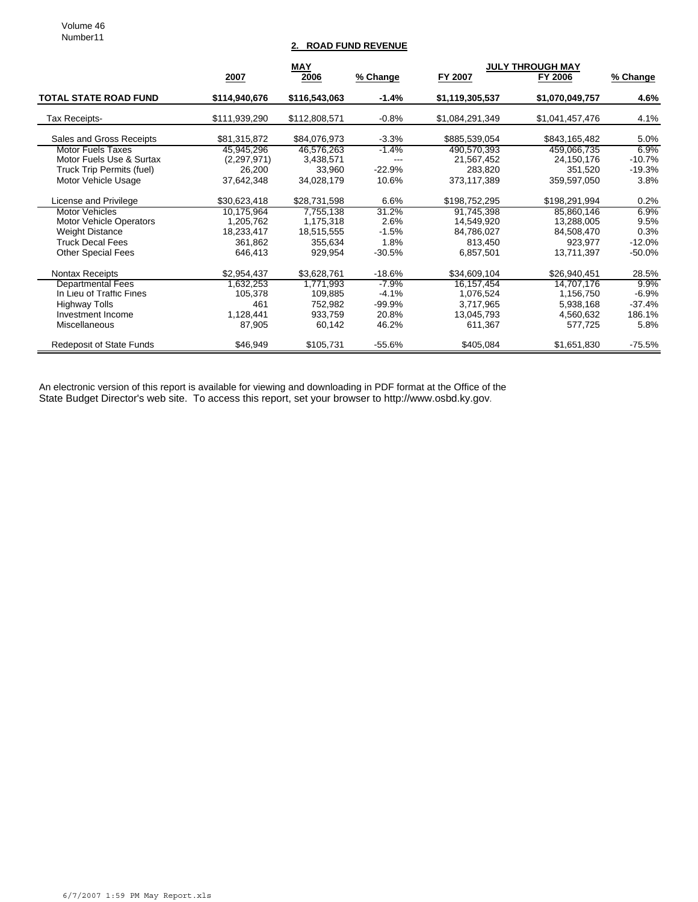## 2. ROAD FUND REVENUE

| | MAY | | | JULY THROUGH MAY | | |
|---|---|---|---|---|---|---|
| | 2007 | 2006 | % Change | FY 2007 | FY 2006 | % Change |
| **TOTAL STATE ROAD FUND** | **$114,940,676** | **$116,543,063** | **-1.4%** | **$1,119,305,537** | **$1,070,049,757** | **4.6%** |
| Tax Receipts- | $111,939,290 | $112,808,571 | -0.8% | $1,084,291,349 | $1,041,457,476 | 4.1% |
| Sales and Gross Receipts | $81,315,872 | $84,076,973 | -3.3% | $885,539,054 | $843,165,482 | 5.0% |
| Motor Fuels Taxes | 45,945,296 | 46,576,263 | -1.4% | 490,570,393 | 459,066,735 | 6.9% |
| Motor Fuels Use & Surtax | (2,297,971) | 3,438,571 | --- | 21,567,452 | 24,150,176 | -10.7% |
| Truck Trip Permits (fuel) | 26,200 | 33,960 | -22.9% | 283,820 | 351,520 | -19.3% |
| Motor Vehicle Usage | 37,642,348 | 34,028,179 | 10.6% | 373,117,389 | 359,597,050 | 3.8% |
| License and Privilege | $30,623,418 | $28,731,598 | 6.6% | $198,752,295 | $198,291,994 | 0.2% |
| Motor Vehicles | 10,175,964 | 7,755,138 | 31.2% | 91,745,398 | 85,860,146 | 6.9% |
| Motor Vehicle Operators | 1,205,762 | 1,175,318 | 2.6% | 14,549,920 | 13,288,005 | 9.5% |
| Weight Distance | 18,233,417 | 18,515,555 | -1.5% | 84,786,027 | 84,508,470 | 0.3% |
| Truck Decal Fees | 361,862 | 355,634 | 1.8% | 813,450 | 923,977 | -12.0% |
| Other Special Fees | 646,413 | 929,954 | -30.5% | 6,857,501 | 13,711,397 | -50.0% |
| Nontax Receipts | $2,954,437 | $3,628,761 | -18.6% | $34,609,104 | $26,940,451 | 28.5% |
| Departmental Fees | 1,632,253 | 1,771,993 | -7.9% | 16,157,454 | 14,707,176 | 9.9% |
| In Lieu of Traffic Fines | 105,378 | 109,885 | -4.1% | 1,076,524 | 1,156,750 | -6.9% |
| Highway Tolls | 461 | 752,982 | -99.9% | 3,717,965 | 5,938,168 | -37.4% |
| Investment Income | 1,128,441 | 933,759 | 20.8% | 13,045,793 | 4,560,632 | 186.1% |
| Miscellaneous | 87,905 | 60,142 | 46.2% | 611,367 | 577,725 | 5.8% |
| Redeposit of State Funds | $46,949 | $105,731 | -55.6% | $405,084 | $1,651,830 | -75.5% |

An electronic version of this report is available for viewing and downloading in PDF format at the Office of the State Budget Director's web site. To access this report, set your browser to http://www.osbd.ky.gov.